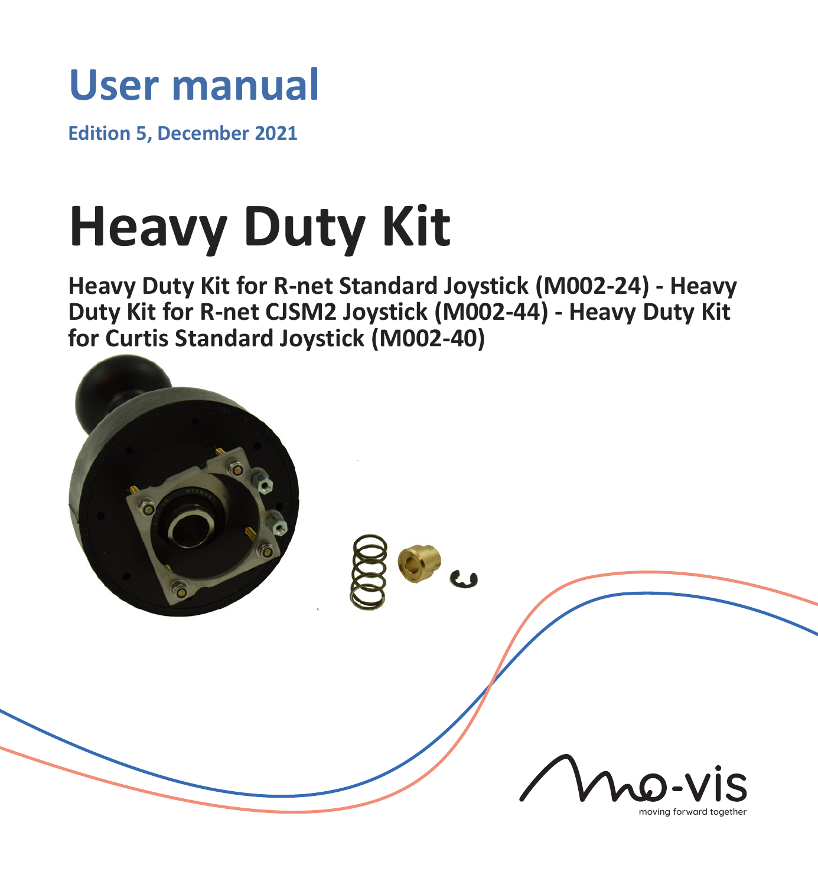# User manual

**Edition 5, December 2021**

# Heavy Duty Kit

**Heavy Duty Kit for R-net Standard Joystick (M002-24) - Heavy Duty Kit for R-net CJSM2 Joystick (M002-44) - Heavy Duty Kit for Curtis Standard Joystick (M002-40)**

mo-vis

moving forward together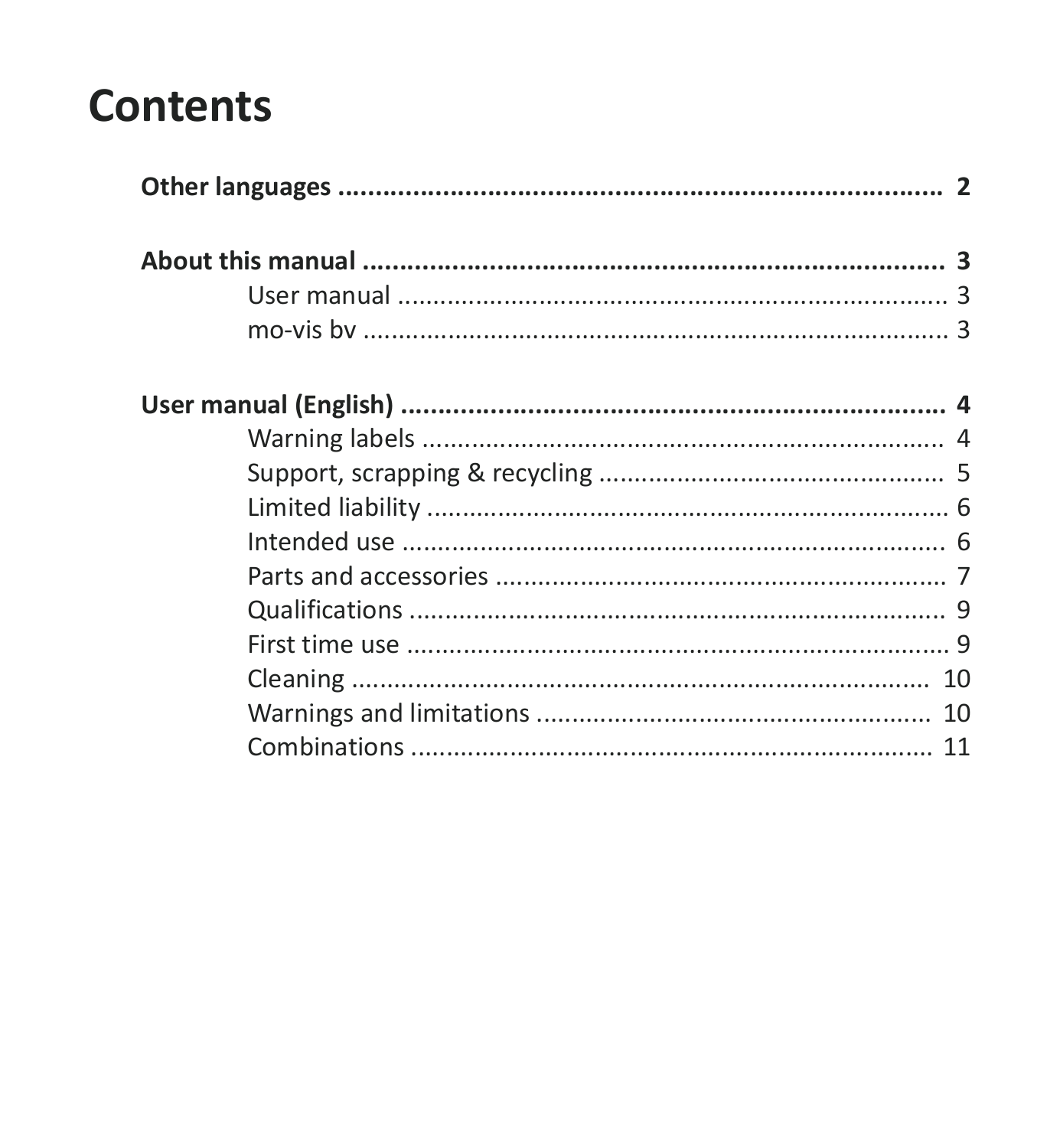# Contents

**Other languages** .......................................................................... **2**

**About this manual** ....................................................................... **3**

- User manual ........................................................................ 3
- mo-vis bv ............................................................................ 3

**User manual (English)** .................................................................. **4**

- Warning labels ..................................................................... 4
- Support, scrapping & recycling ............................................... 5
- Limited liability ..................................................................... 6
- Intended use ........................................................................ 6
- Parts and accessories ............................................................ 7
- Qualifications ....................................................................... 9
- First time use ....................................................................... 9
- Cleaning ............................................................................ 10
- Warnings and limitations ...................................................... 10
- Combinations ...................................................................... 11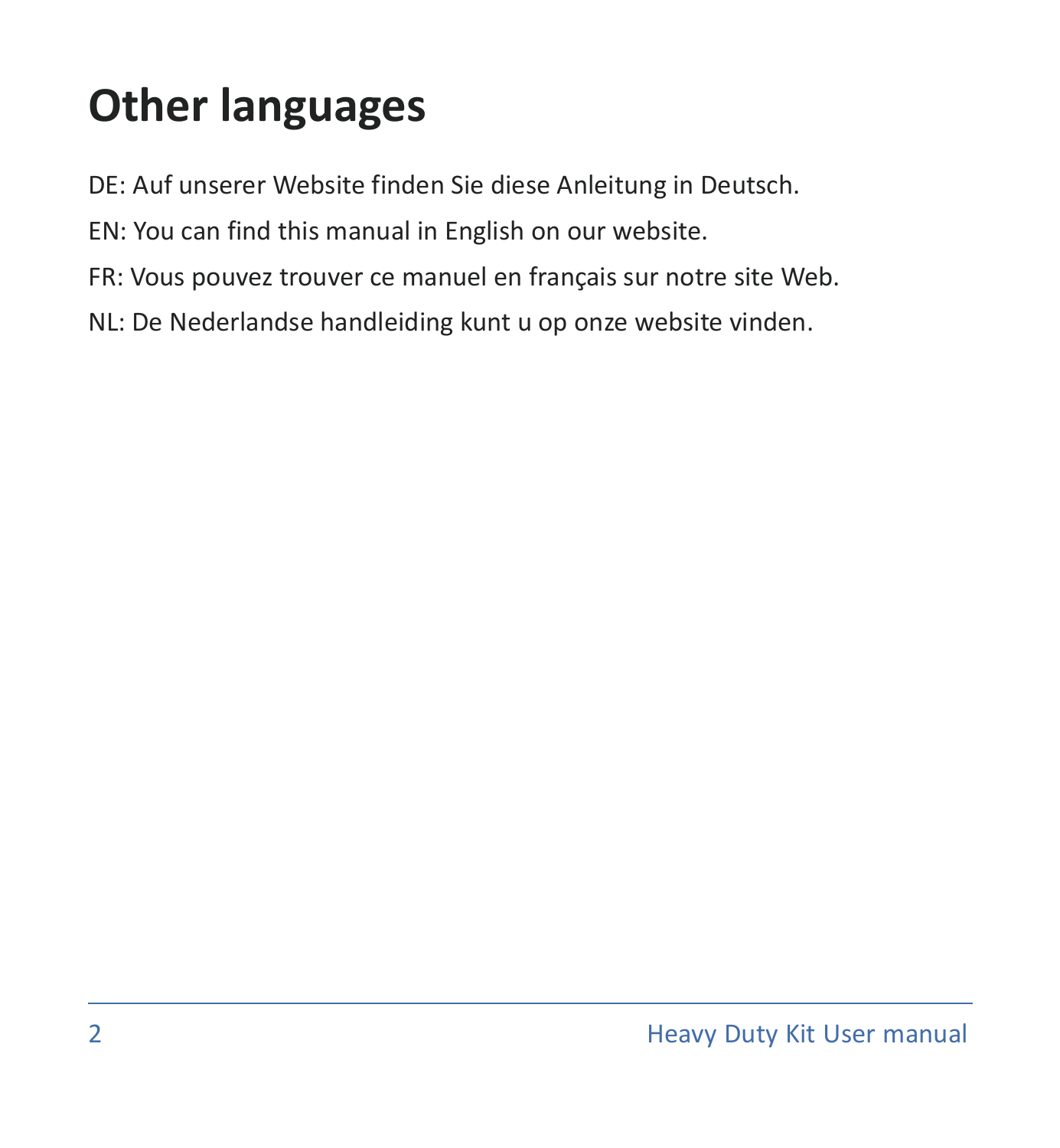# Other languages

DE: Auf unserer Website finden Sie diese Anleitung in Deutsch.

EN: You can find this manual in English on our website.

FR: Vous pouvez trouver ce manuel en français sur notre site Web.

NL: De Nederlandse handleiding kunt u op onze website vinden.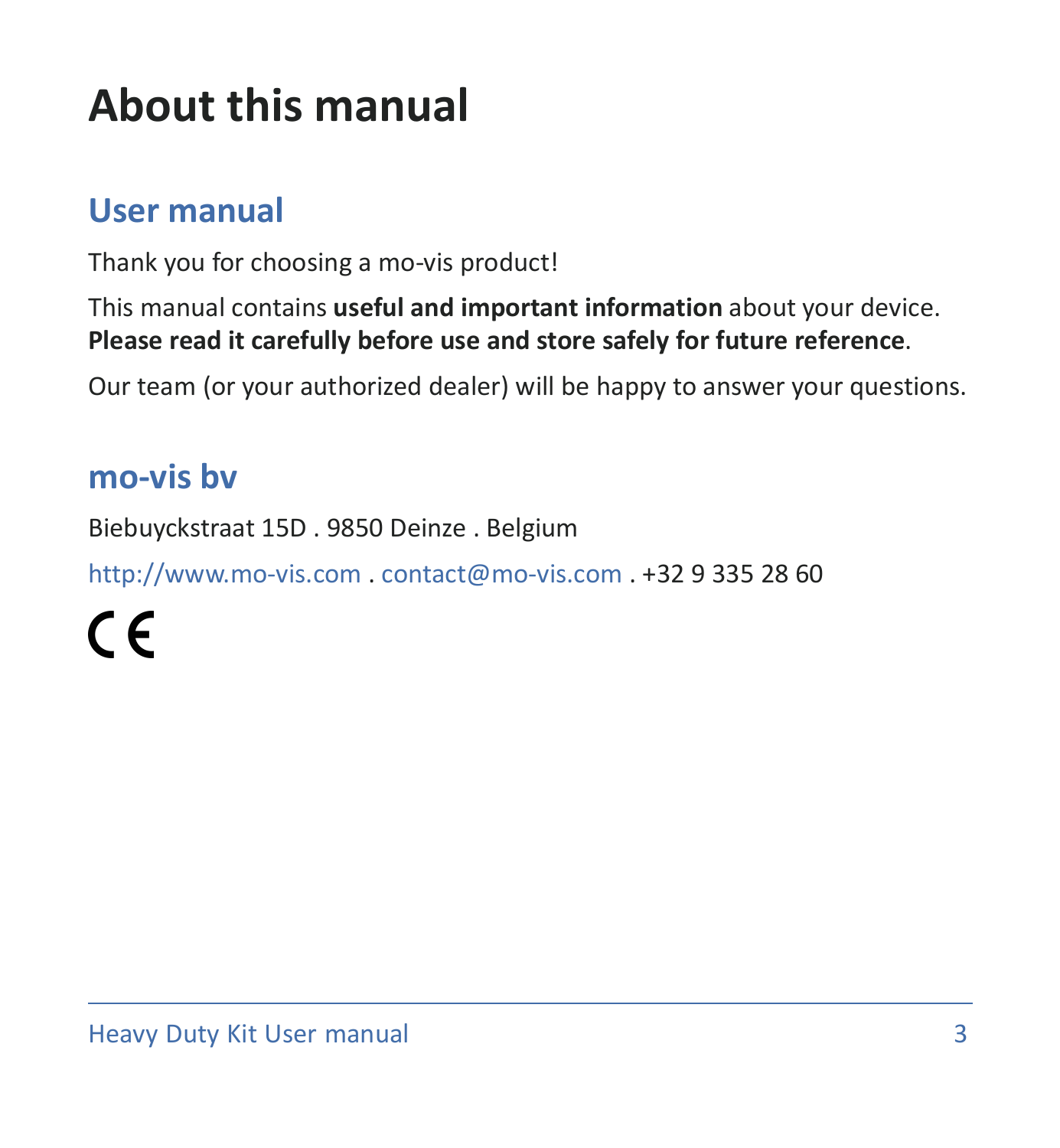# About this manual

## User manual

Thank you for choosing a mo-vis product!

This manual contains **useful and important information** about your device. **Please read it carefully before use and store safely for future reference**.

Our team (or your authorized dealer) will be happy to answer your questions.

## mo-vis bv

Biebuyckstraat 15D . 9850 Deinze . Belgium

http://www.mo-vis.com . contact@mo-vis.com . +32 9 335 28 60

CE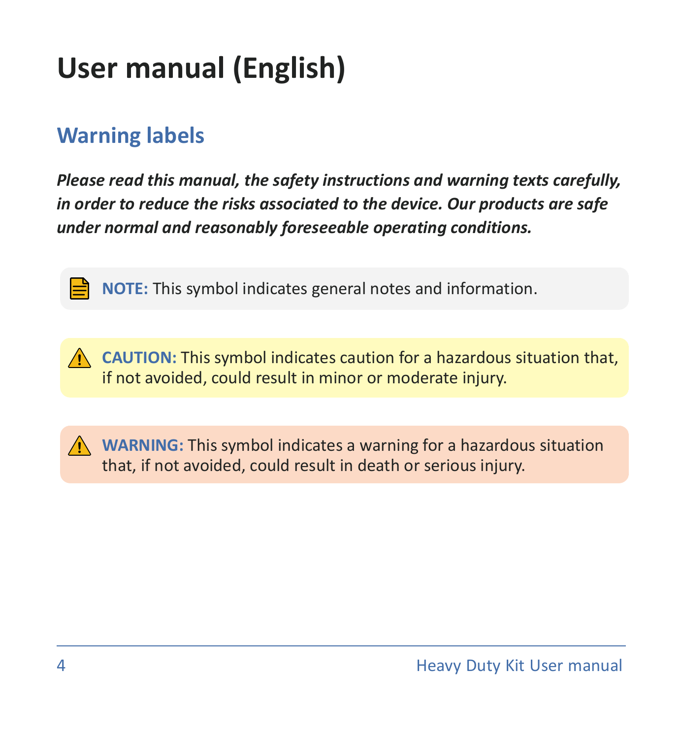# User manual (English)

## Warning labels

***Please read this manual, the safety instructions and warning texts carefully, in order to reduce the risks associated to the device. Our products are safe under normal and reasonably foreseeable operating conditions.***

**NOTE:** This symbol indicates general notes and information.

**CAUTION:** This symbol indicates caution for a hazardous situation that, if not avoided, could result in minor or moderate injury.

**WARNING:** This symbol indicates a warning for a hazardous situation that, if not avoided, could result in death or serious injury.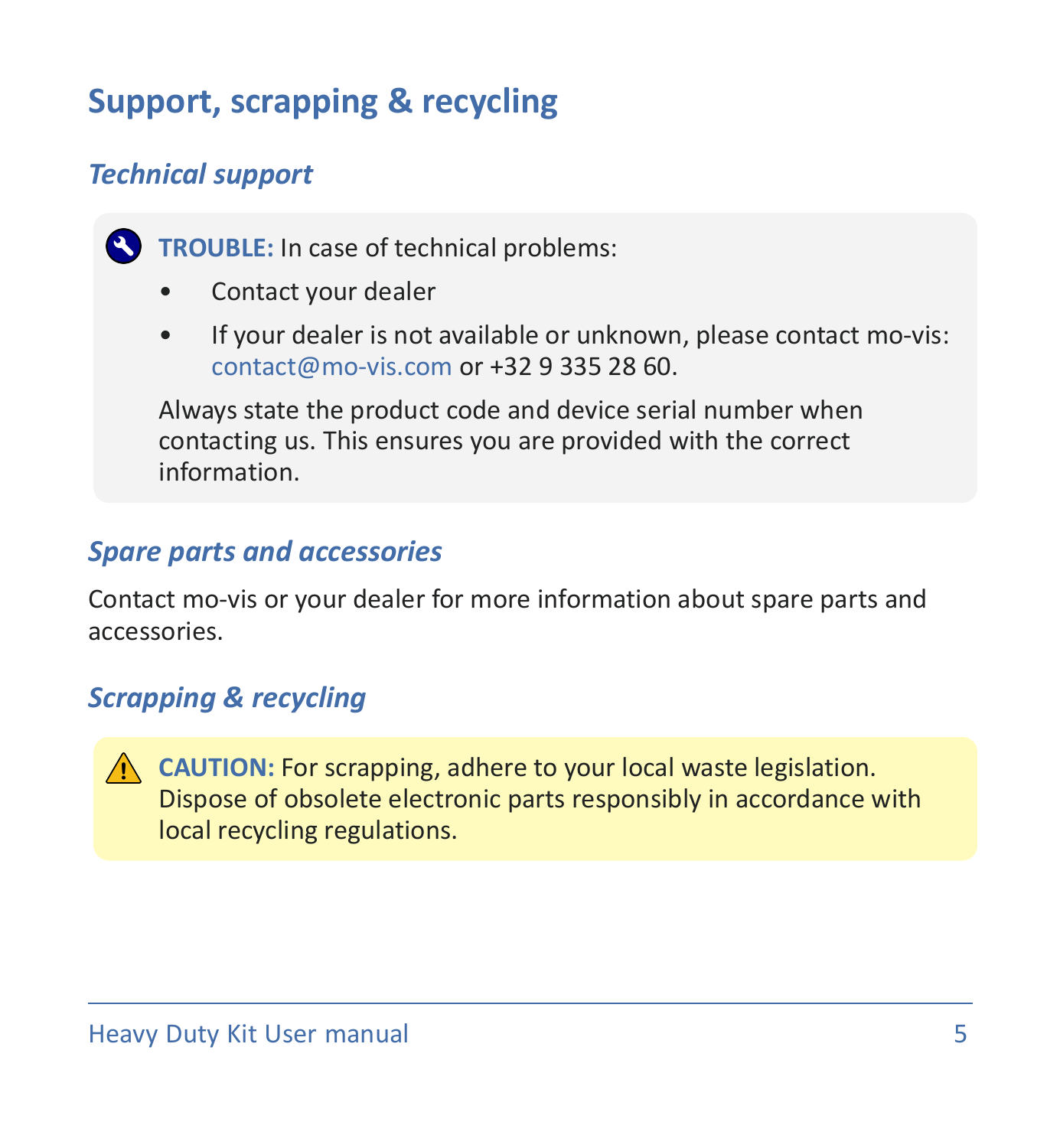## Support, scrapping & recycling

### *Technical support*

**TROUBLE:** In case of technical problems:

- Contact your dealer
- If your dealer is not available or unknown, please contact mo-vis: contact@mo-vis.com or +32 9 335 28 60.

Always state the product code and device serial number when contacting us. This ensures you are provided with the correct information.

### *Spare parts and accessories*

Contact mo-vis or your dealer for more information about spare parts and accessories.

### *Scrapping & recycling*

**CAUTION:** For scrapping, adhere to your local waste legislation. Dispose of obsolete electronic parts responsibly in accordance with local recycling regulations.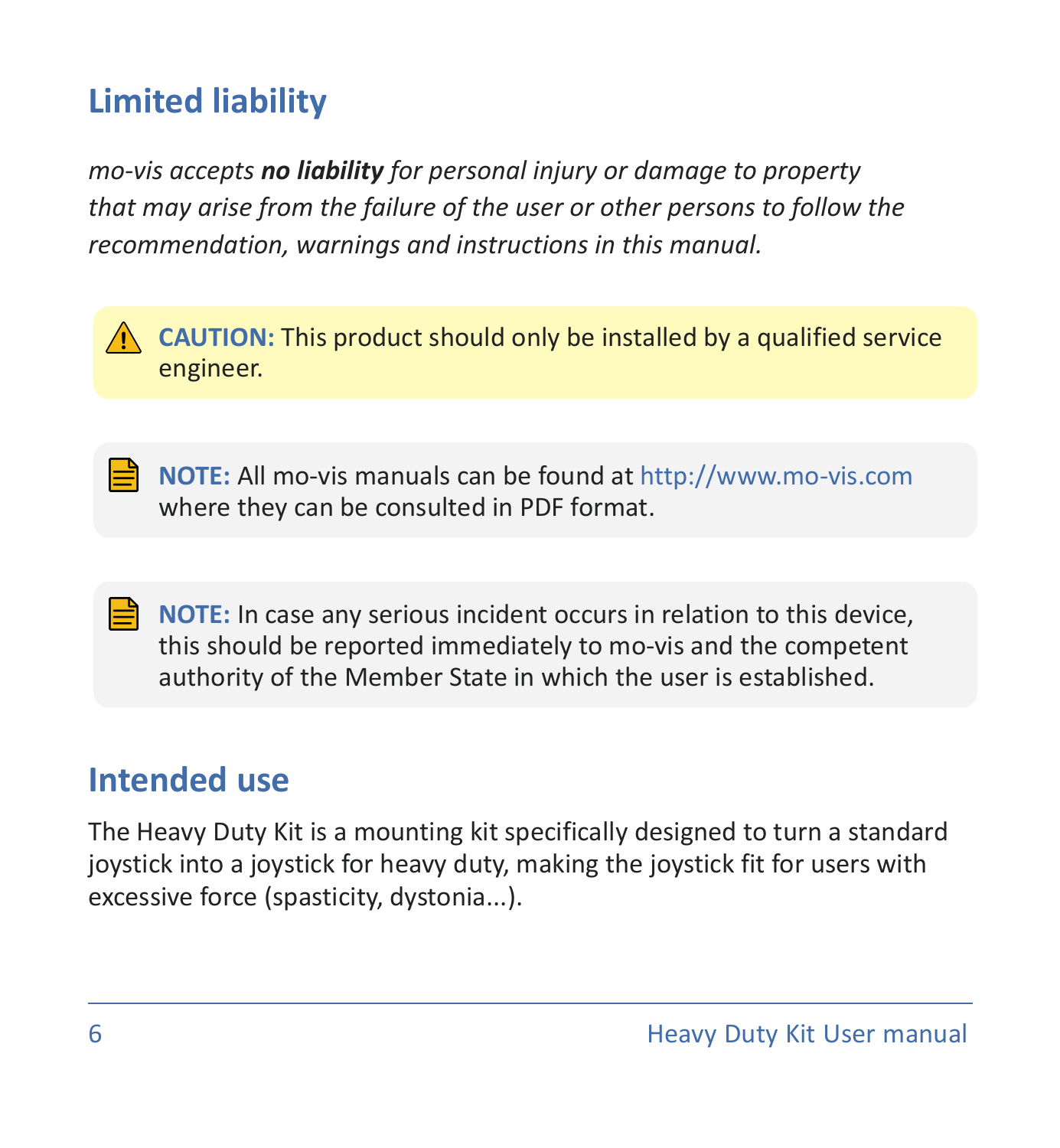## Limited liability

*mo-vis accepts **no liability** for personal injury or damage to property that may arise from the failure of the user or other persons to follow the recommendation, warnings and instructions in this manual.*

> ⚠ **CAUTION:** This product should only be installed by a qualified service engineer.

> **NOTE:** All mo-vis manuals can be found at http://www.mo-vis.com where they can be consulted in PDF format.

> **NOTE:** In case any serious incident occurs in relation to this device, this should be reported immediately to mo-vis and the competent authority of the Member State in which the user is established.

## Intended use

The Heavy Duty Kit is a mounting kit specifically designed to turn a standard joystick into a joystick for heavy duty, making the joystick fit for users with excessive force (spasticity, dystonia...).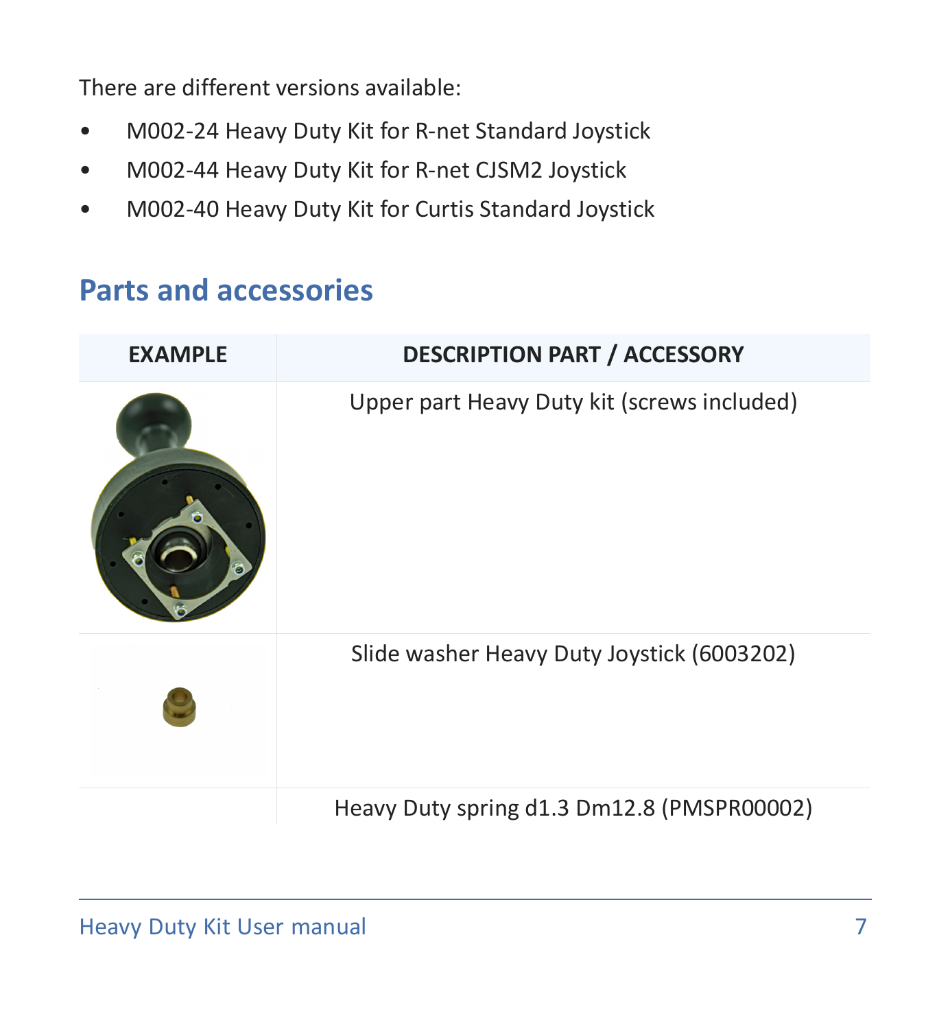There are different versions available:

- M002-24 Heavy Duty Kit for R-net Standard Joystick
- M002-44 Heavy Duty Kit for R-net CJSM2 Joystick
- M002-40 Heavy Duty Kit for Curtis Standard Joystick

## Parts and accessories

| EXAMPLE | DESCRIPTION PART / ACCESSORY |
| --- | --- |
| | Upper part Heavy Duty kit (screws included) |
| | Slide washer Heavy Duty Joystick (6003202) |
| | Heavy Duty spring d1.3 Dm12.8 (PMSPR00002) |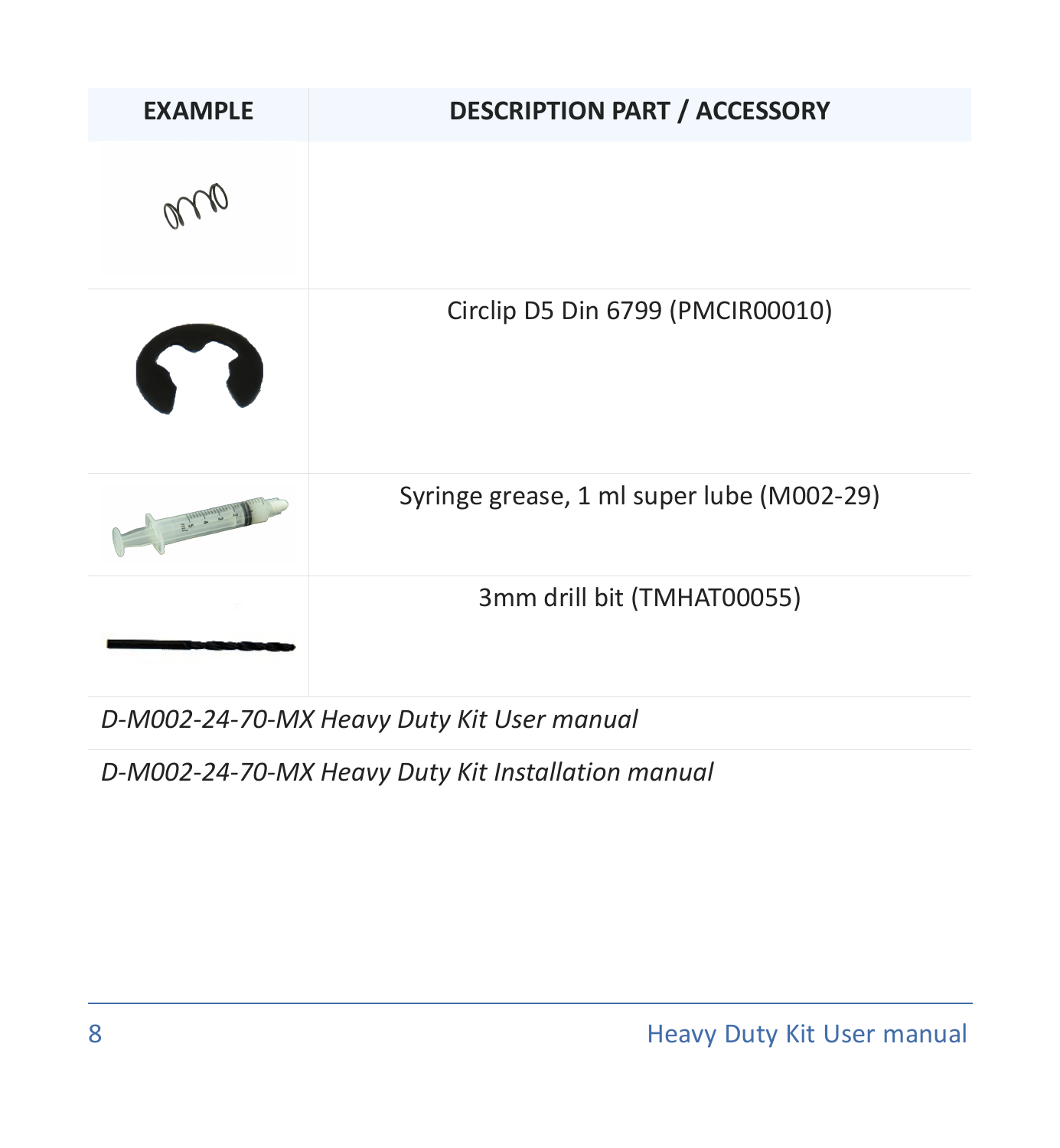| EXAMPLE | DESCRIPTION PART / ACCESSORY |
| --- | --- |
| | |
| | Circlip D5 Din 6799 (PMCIR00010) |
| | Syringe grease, 1 ml super lube (M002-29) |
| | 3mm drill bit (TMHAT00055) |

*D-M002-24-70-MX Heavy Duty Kit User manual*

*D-M002-24-70-MX Heavy Duty Kit Installation manual*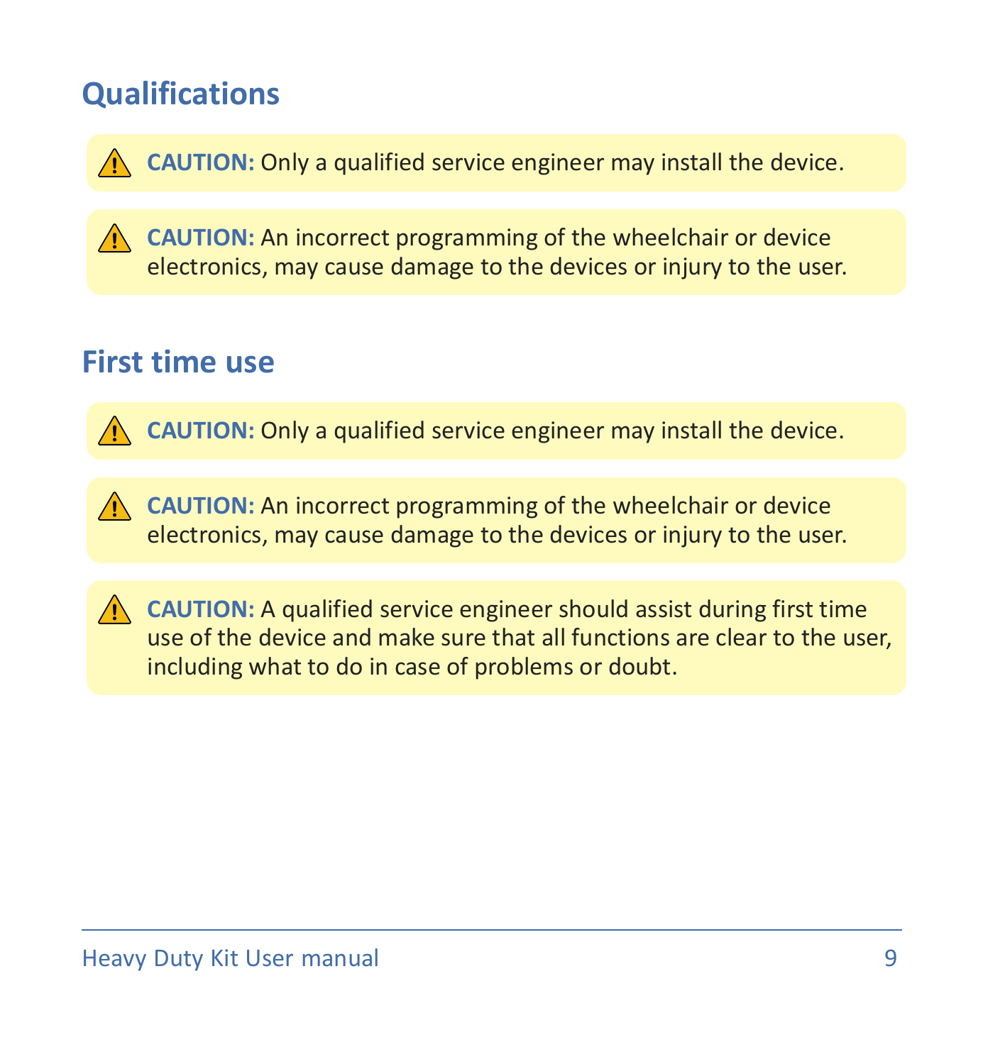## Qualifications

⚠ **CAUTION:** Only a qualified service engineer may install the device.

⚠ **CAUTION:** An incorrect programming of the wheelchair or device electronics, may cause damage to the devices or injury to the user.

## First time use

⚠ **CAUTION:** Only a qualified service engineer may install the device.

⚠ **CAUTION:** An incorrect programming of the wheelchair or device electronics, may cause damage to the devices or injury to the user.

⚠ **CAUTION:** A qualified service engineer should assist during first time use of the device and make sure that all functions are clear to the user, including what to do in case of problems or doubt.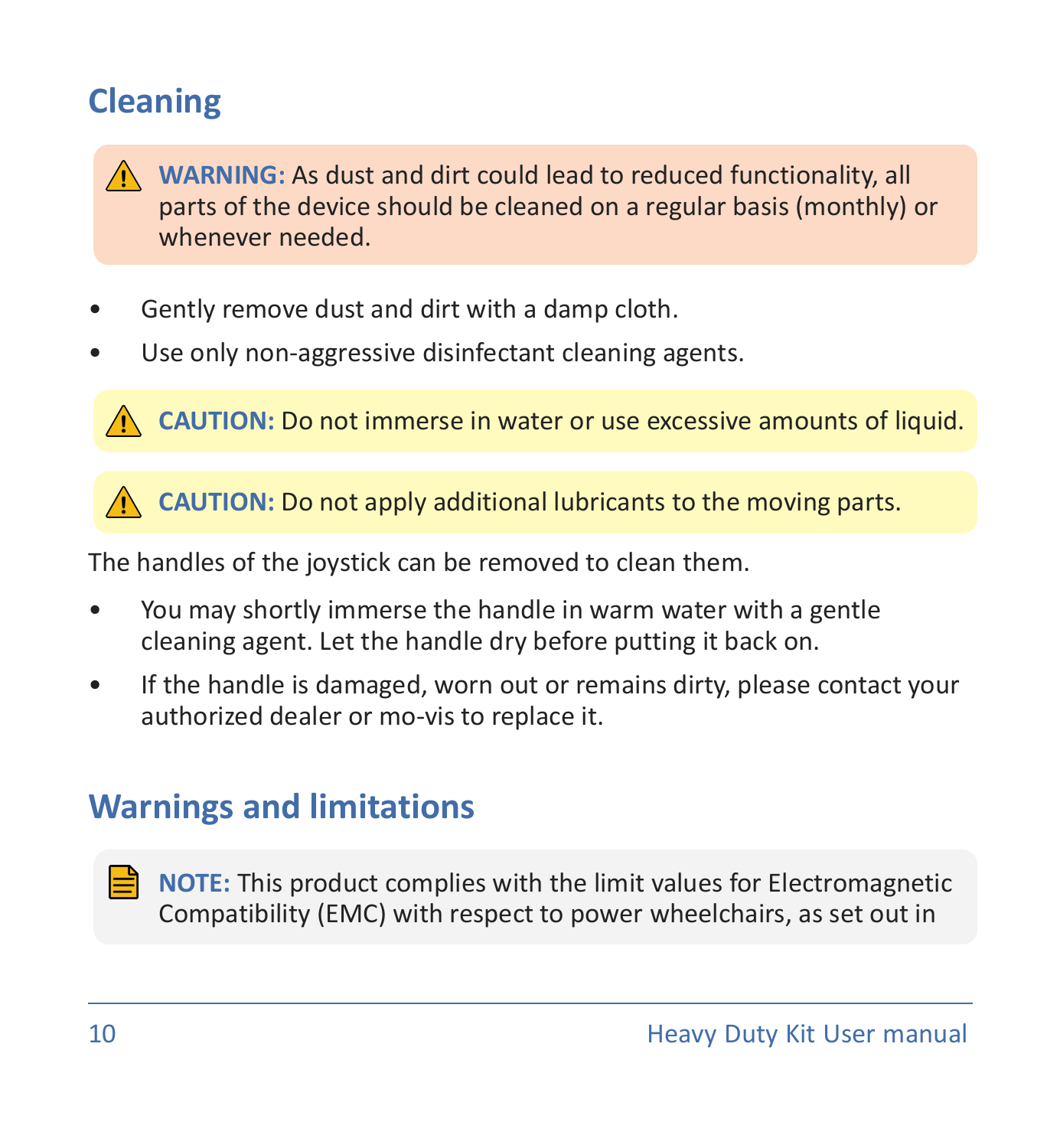## Cleaning

> ⚠ **WARNING:** As dust and dirt could lead to reduced functionality, all parts of the device should be cleaned on a regular basis (monthly) or whenever needed.

- Gently remove dust and dirt with a damp cloth.
- Use only non-aggressive disinfectant cleaning agents.

> ⚠ **CAUTION:** Do not immerse in water or use excessive amounts of liquid.

> ⚠ **CAUTION:** Do not apply additional lubricants to the moving parts.

The handles of the joystick can be removed to clean them.

- You may shortly immerse the handle in warm water with a gentle cleaning agent. Let the handle dry before putting it back on.
- If the handle is damaged, worn out or remains dirty, please contact your authorized dealer or mo-vis to replace it.

## Warnings and limitations

> **NOTE:** This product complies with the limit values for Electromagnetic Compatibility (EMC) with respect to power wheelchairs, as set out in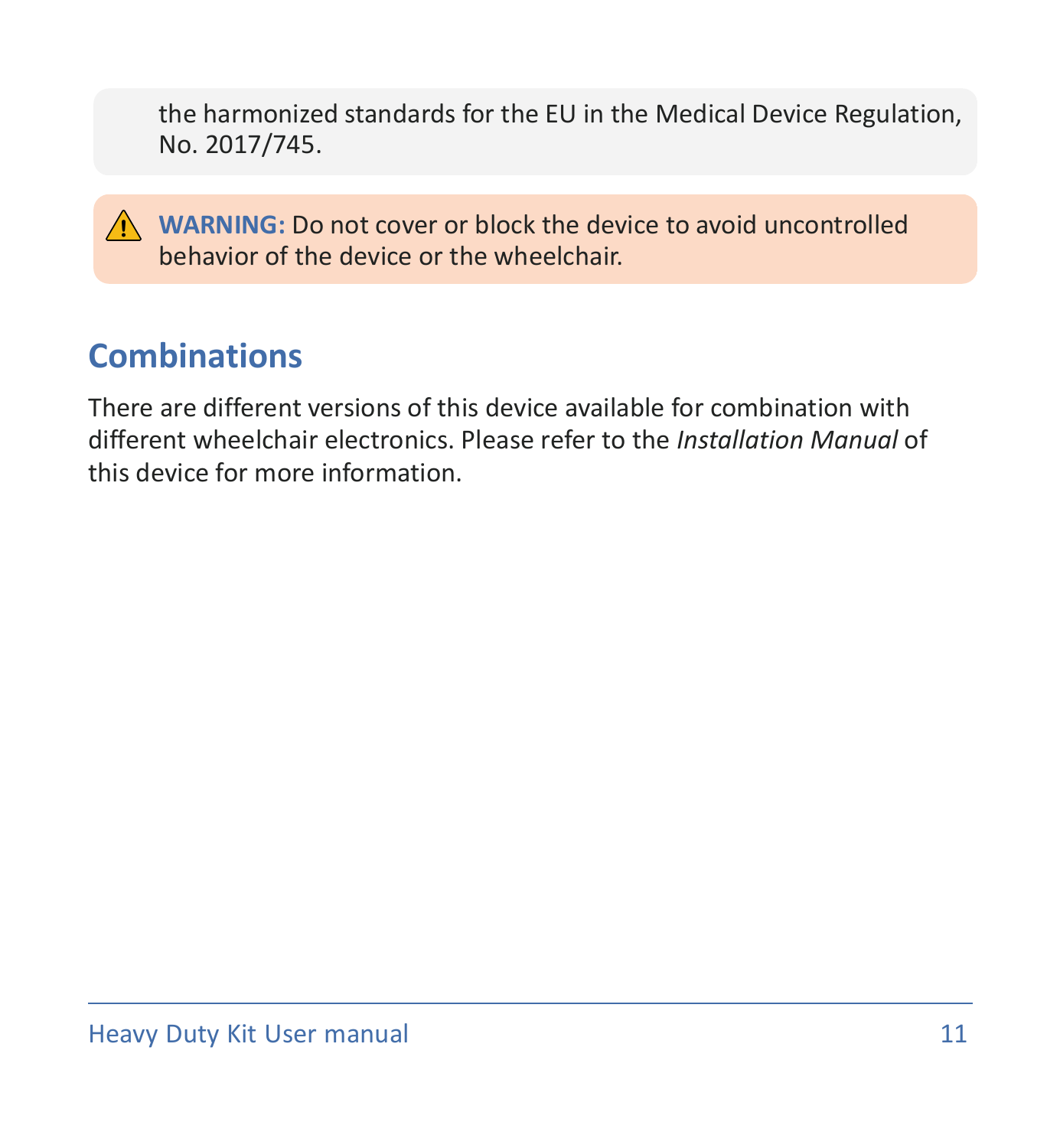the harmonized standards for the EU in the Medical Device Regulation, No. 2017/745.

⚠ **WARNING:** Do not cover or block the device to avoid uncontrolled behavior of the device or the wheelchair.

## Combinations

There are different versions of this device available for combination with different wheelchair electronics. Please refer to the *Installation Manual* of this device for more information.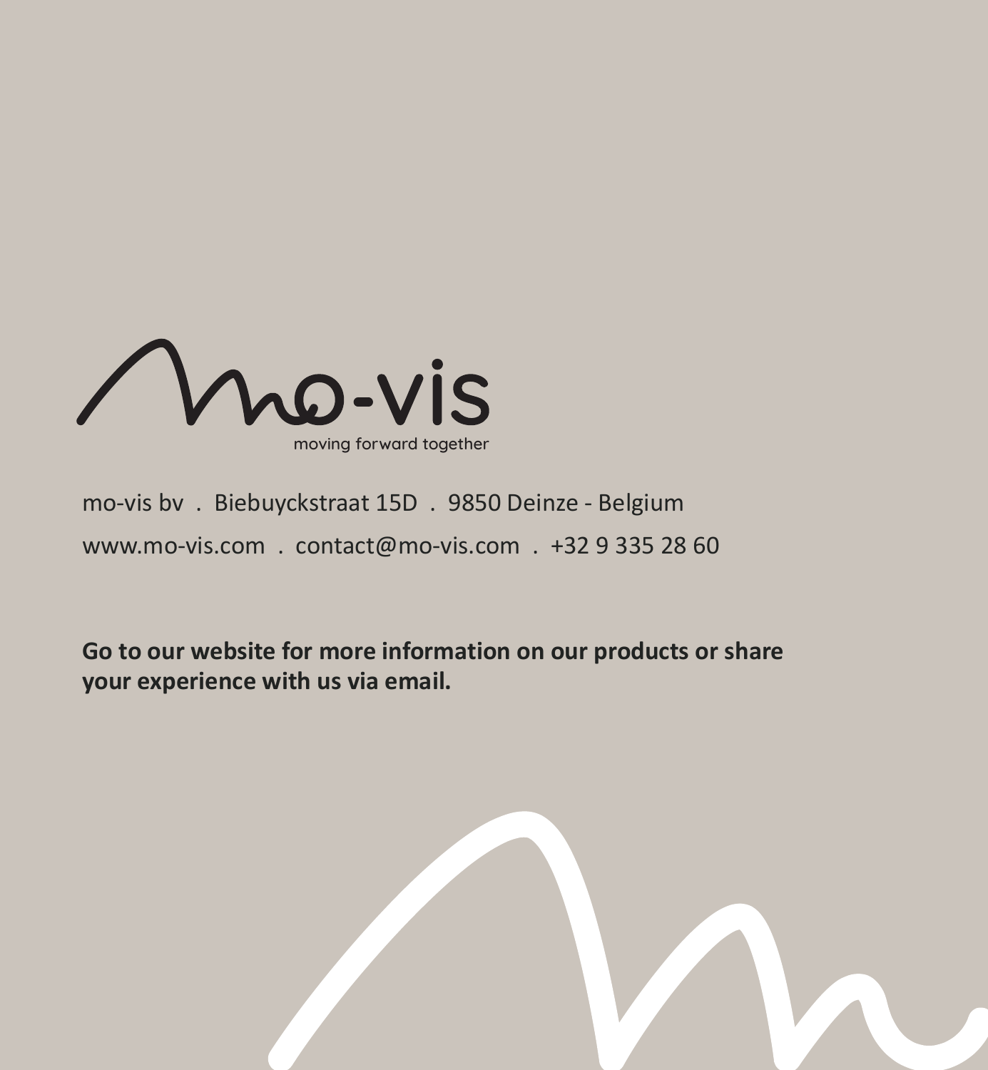mo-vis

moving forward together

mo-vis bv . Biebuyckstraat 15D . 9850 Deinze - Belgium

www.mo-vis.com . contact@mo-vis.com . +32 9 335 28 60

**Go to our website for more information on our products or share your experience with us via email.**